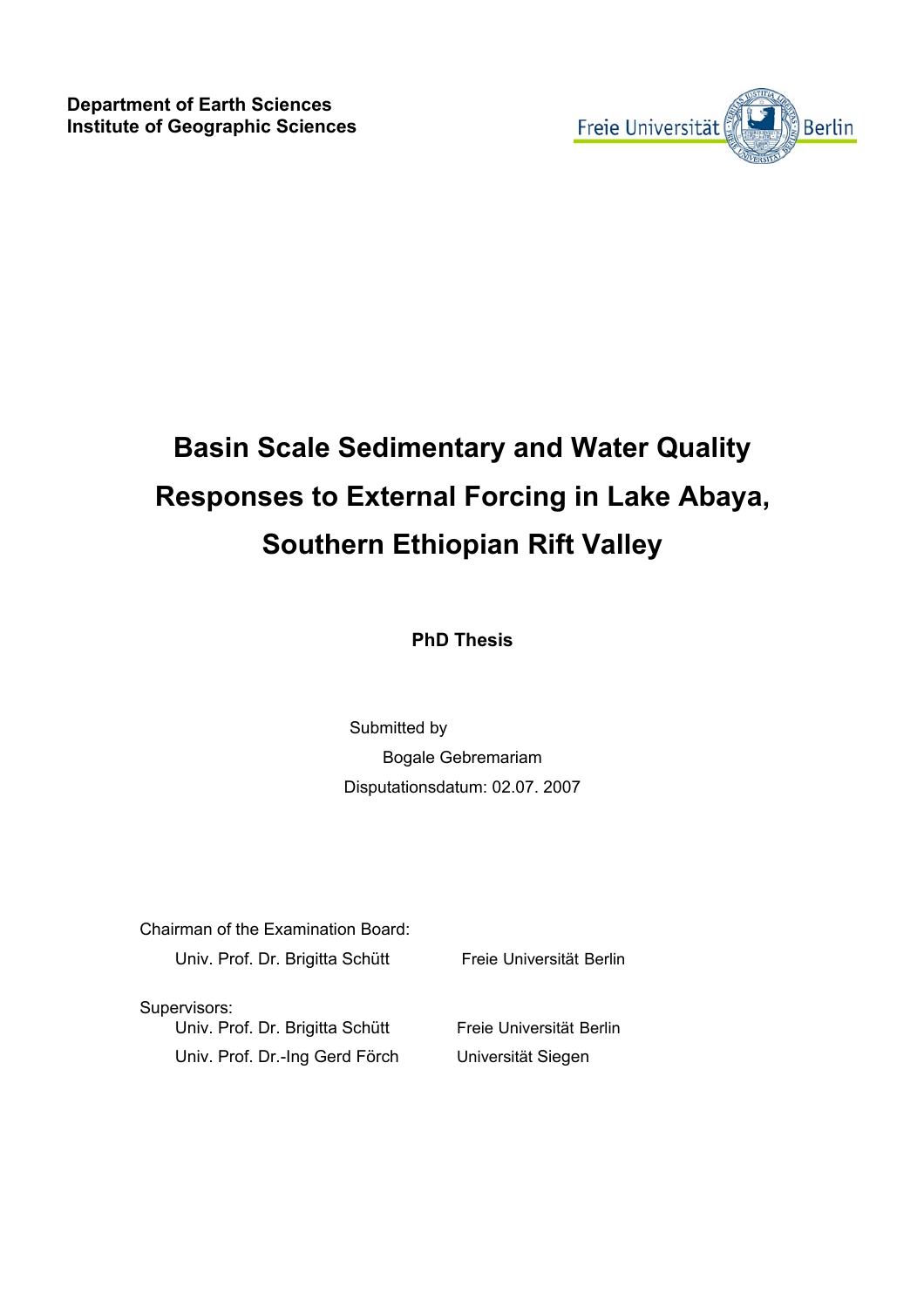**Department of Earth Sciences**
**Institute of Geographic Sciences**

Freie Universität Berlin

# Basin Scale Sedimentary and Water Quality Responses to External Forcing in Lake Abaya, Southern Ethiopian Rift Valley

**PhD Thesis**

Submitted by

Bogale Gebremariam

Disputationsdatum: 02.07. 2007

Chairman of the Examination Board:

Univ. Prof. Dr. Brigitta Schütt — Freie Universität Berlin

Supervisors:

Univ. Prof. Dr. Brigitta Schütt — Freie Universität Berlin

Univ. Prof. Dr.-Ing Gerd Förch — Universität Siegen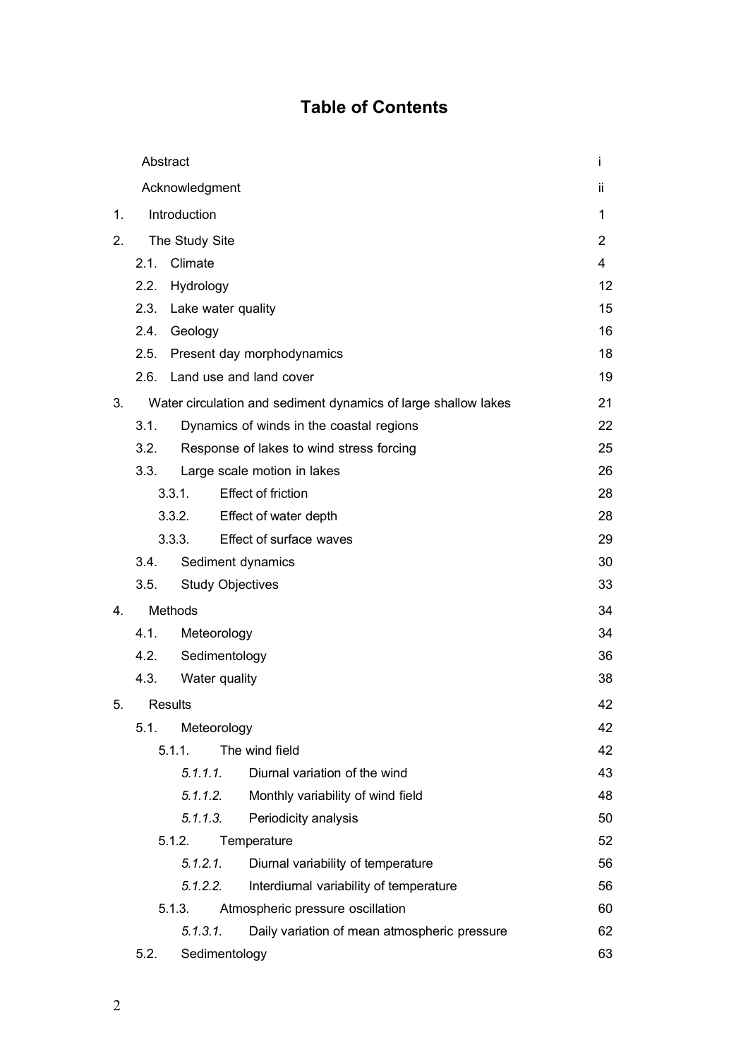# Table of Contents

| | | |
|---|---|---|
| | Abstract | i |
| | Acknowledgment | ii |
| 1. | Introduction | 1 |
| 2. | The Study Site | 2 |
| | 2.1. Climate | 4 |
| | 2.2. Hydrology | 12 |
| | 2.3. Lake water quality | 15 |
| | 2.4. Geology | 16 |
| | 2.5. Present day morphodynamics | 18 |
| | 2.6. Land use and land cover | 19 |
| 3. | Water circulation and sediment dynamics of large shallow lakes | 21 |
| | 3.1. Dynamics of winds in the coastal regions | 22 |
| | 3.2. Response of lakes to wind stress forcing | 25 |
| | 3.3. Large scale motion in lakes | 26 |
| | 3.3.1. Effect of friction | 28 |
| | 3.3.2. Effect of water depth | 28 |
| | 3.3.3. Effect of surface waves | 29 |
| | 3.4. Sediment dynamics | 30 |
| | 3.5. Study Objectives | 33 |
| 4. | Methods | 34 |
| | 4.1. Meteorology | 34 |
| | 4.2. Sedimentology | 36 |
| | 4.3. Water quality | 38 |
| 5. | Results | 42 |
| | 5.1. Meteorology | 42 |
| | 5.1.1. The wind field | 42 |
| | *5.1.1.1.* Diurnal variation of the wind | 43 |
| | *5.1.1.2.* Monthly variability of wind field | 48 |
| | *5.1.1.3.* Periodicity analysis | 50 |
| | 5.1.2. Temperature | 52 |
| | *5.1.2.1.* Diurnal variability of temperature | 56 |
| | *5.1.2.2.* Interdiurnal variability of temperature | 56 |
| | 5.1.3. Atmospheric pressure oscillation | 60 |
| | *5.1.3.1.* Daily variation of mean atmospheric pressure | 62 |
| | 5.2. Sedimentology | 63 |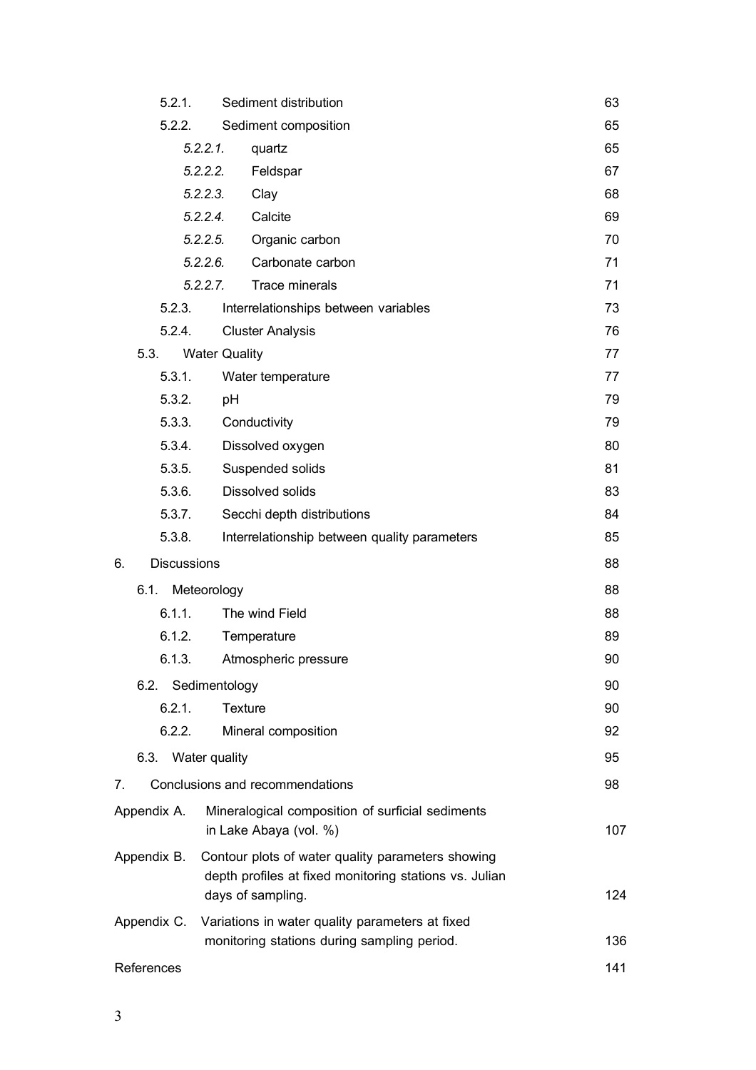| | | |
|---|---|---|
| 5.2.1. | Sediment distribution | 63 |
| 5.2.2. | Sediment composition | 65 |
| *5.2.2.1.* | quartz | 65 |
| *5.2.2.2.* | Feldspar | 67 |
| *5.2.2.3.* | Clay | 68 |
| *5.2.2.4.* | Calcite | 69 |
| *5.2.2.5.* | Organic carbon | 70 |
| *5.2.2.6.* | Carbonate carbon | 71 |
| *5.2.2.7.* | Trace minerals | 71 |
| 5.2.3. | Interrelationships between variables | 73 |
| 5.2.4. | Cluster Analysis | 76 |
| 5.3. | Water Quality | 77 |
| 5.3.1. | Water temperature | 77 |
| 5.3.2. | pH | 79 |
| 5.3.3. | Conductivity | 79 |
| 5.3.4. | Dissolved oxygen | 80 |
| 5.3.5. | Suspended solids | 81 |
| 5.3.6. | Dissolved solids | 83 |
| 5.3.7. | Secchi depth distributions | 84 |
| 5.3.8. | Interrelationship between quality parameters | 85 |
| 6. | Discussions | 88 |
| 6.1. | Meteorology | 88 |
| 6.1.1. | The wind Field | 88 |
| 6.1.2. | Temperature | 89 |
| 6.1.3. | Atmospheric pressure | 90 |
| 6.2. | Sedimentology | 90 |
| 6.2.1. | Texture | 90 |
| 6.2.2. | Mineral composition | 92 |
| 6.3. | Water quality | 95 |
| 7. | Conclusions and recommendations | 98 |
| Appendix A. | Mineralogical composition of surficial sediments in Lake Abaya (vol. %) | 107 |
| Appendix B. | Contour plots of water quality parameters showing depth profiles at fixed monitoring stations vs. Julian days of sampling. | 124 |
| Appendix C. | Variations in water quality parameters at fixed monitoring stations during sampling period. | 136 |
| References | | 141 |